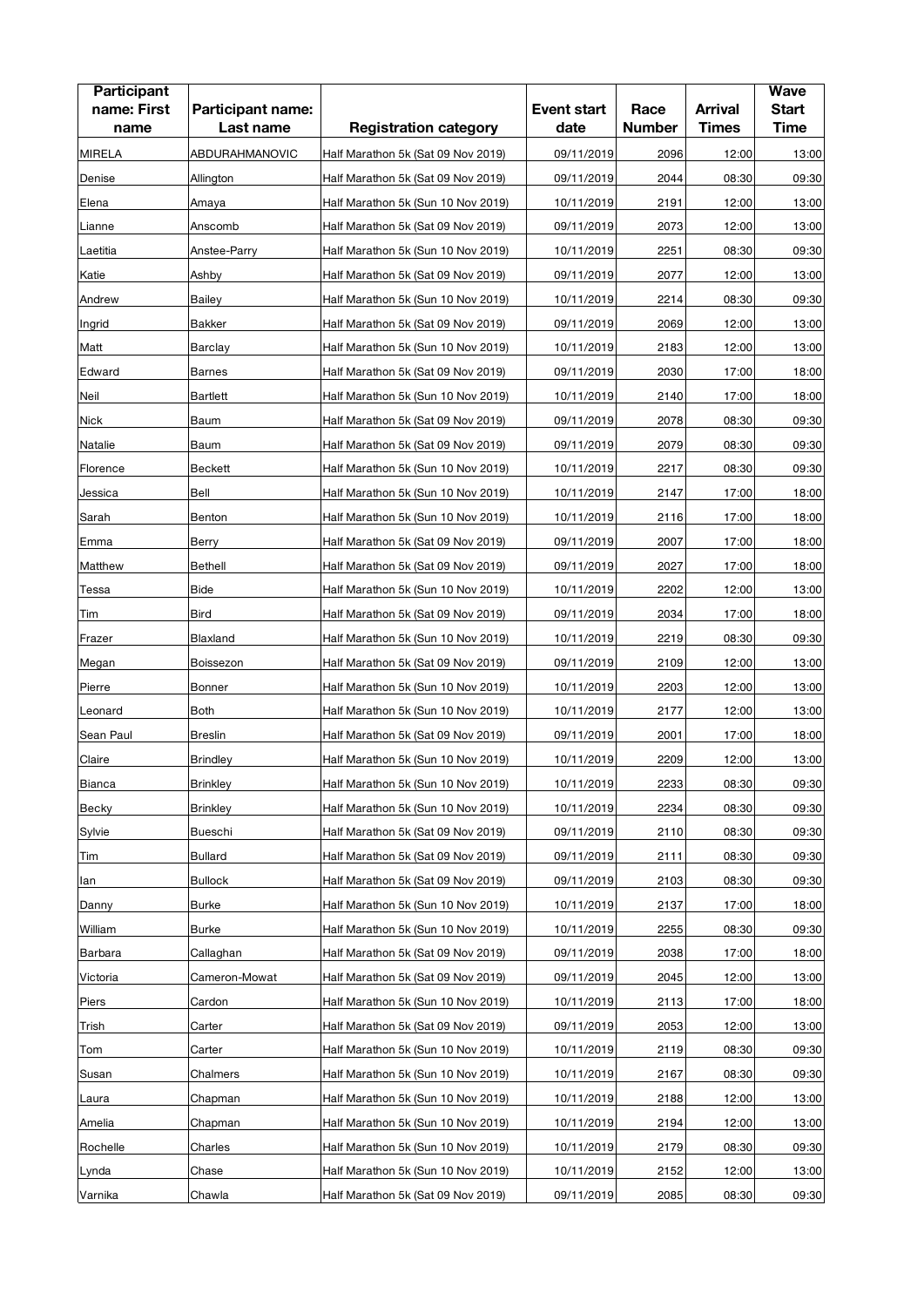| Participant name: First name | Participant name: Last name | Registration category | Event start date | Race Number | Arrival Times | Wave Start Time |
|---|---|---|---|---|---|---|
| MIRELA | ABDURAHMANOVIC | Half Marathon 5k (Sat 09 Nov 2019) | 09/11/2019 | 2096 | 12:00 | 13:00 |
| Denise | Allington | Half Marathon 5k (Sat 09 Nov 2019) | 09/11/2019 | 2044 | 08:30 | 09:30 |
| Elena | Amaya | Half Marathon 5k (Sun 10 Nov 2019) | 10/11/2019 | 2191 | 12:00 | 13:00 |
| Lianne | Anscomb | Half Marathon 5k (Sat 09 Nov 2019) | 09/11/2019 | 2073 | 12:00 | 13:00 |
| Laetitia | Anstee-Parry | Half Marathon 5k (Sun 10 Nov 2019) | 10/11/2019 | 2251 | 08:30 | 09:30 |
| Katie | Ashby | Half Marathon 5k (Sat 09 Nov 2019) | 09/11/2019 | 2077 | 12:00 | 13:00 |
| Andrew | Bailey | Half Marathon 5k (Sun 10 Nov 2019) | 10/11/2019 | 2214 | 08:30 | 09:30 |
| Ingrid | Bakker | Half Marathon 5k (Sat 09 Nov 2019) | 09/11/2019 | 2069 | 12:00 | 13:00 |
| Matt | Barclay | Half Marathon 5k (Sun 10 Nov 2019) | 10/11/2019 | 2183 | 12:00 | 13:00 |
| Edward | Barnes | Half Marathon 5k (Sat 09 Nov 2019) | 09/11/2019 | 2030 | 17:00 | 18:00 |
| Neil | Bartlett | Half Marathon 5k (Sun 10 Nov 2019) | 10/11/2019 | 2140 | 17:00 | 18:00 |
| Nick | Baum | Half Marathon 5k (Sat 09 Nov 2019) | 09/11/2019 | 2078 | 08:30 | 09:30 |
| Natalie | Baum | Half Marathon 5k (Sat 09 Nov 2019) | 09/11/2019 | 2079 | 08:30 | 09:30 |
| Florence | Beckett | Half Marathon 5k (Sun 10 Nov 2019) | 10/11/2019 | 2217 | 08:30 | 09:30 |
| Jessica | Bell | Half Marathon 5k (Sun 10 Nov 2019) | 10/11/2019 | 2147 | 17:00 | 18:00 |
| Sarah | Benton | Half Marathon 5k (Sun 10 Nov 2019) | 10/11/2019 | 2116 | 17:00 | 18:00 |
| Emma | Berry | Half Marathon 5k (Sat 09 Nov 2019) | 09/11/2019 | 2007 | 17:00 | 18:00 |
| Matthew | Bethell | Half Marathon 5k (Sat 09 Nov 2019) | 09/11/2019 | 2027 | 17:00 | 18:00 |
| Tessa | Bide | Half Marathon 5k (Sun 10 Nov 2019) | 10/11/2019 | 2202 | 12:00 | 13:00 |
| Tim | Bird | Half Marathon 5k (Sat 09 Nov 2019) | 09/11/2019 | 2034 | 17:00 | 18:00 |
| Frazer | Blaxland | Half Marathon 5k (Sun 10 Nov 2019) | 10/11/2019 | 2219 | 08:30 | 09:30 |
| Megan | Boissezon | Half Marathon 5k (Sat 09 Nov 2019) | 09/11/2019 | 2109 | 12:00 | 13:00 |
| Pierre | Bonner | Half Marathon 5k (Sun 10 Nov 2019) | 10/11/2019 | 2203 | 12:00 | 13:00 |
| Leonard | Both | Half Marathon 5k (Sun 10 Nov 2019) | 10/11/2019 | 2177 | 12:00 | 13:00 |
| Sean Paul | Breslin | Half Marathon 5k (Sat 09 Nov 2019) | 09/11/2019 | 2001 | 17:00 | 18:00 |
| Claire | Brindley | Half Marathon 5k (Sun 10 Nov 2019) | 10/11/2019 | 2209 | 12:00 | 13:00 |
| Bianca | Brinkley | Half Marathon 5k (Sun 10 Nov 2019) | 10/11/2019 | 2233 | 08:30 | 09:30 |
| Becky | Brinkley | Half Marathon 5k (Sun 10 Nov 2019) | 10/11/2019 | 2234 | 08:30 | 09:30 |
| Sylvie | Bueschi | Half Marathon 5k (Sat 09 Nov 2019) | 09/11/2019 | 2110 | 08:30 | 09:30 |
| Tim | Bullard | Half Marathon 5k (Sat 09 Nov 2019) | 09/11/2019 | 2111 | 08:30 | 09:30 |
| Ian | Bullock | Half Marathon 5k (Sat 09 Nov 2019) | 09/11/2019 | 2103 | 08:30 | 09:30 |
| Danny | Burke | Half Marathon 5k (Sun 10 Nov 2019) | 10/11/2019 | 2137 | 17:00 | 18:00 |
| William | Burke | Half Marathon 5k (Sun 10 Nov 2019) | 10/11/2019 | 2255 | 08:30 | 09:30 |
| Barbara | Callaghan | Half Marathon 5k (Sat 09 Nov 2019) | 09/11/2019 | 2038 | 17:00 | 18:00 |
| Victoria | Cameron-Mowat | Half Marathon 5k (Sat 09 Nov 2019) | 09/11/2019 | 2045 | 12:00 | 13:00 |
| Piers | Cardon | Half Marathon 5k (Sun 10 Nov 2019) | 10/11/2019 | 2113 | 17:00 | 18:00 |
| Trish | Carter | Half Marathon 5k (Sat 09 Nov 2019) | 09/11/2019 | 2053 | 12:00 | 13:00 |
| Tom | Carter | Half Marathon 5k (Sun 10 Nov 2019) | 10/11/2019 | 2119 | 08:30 | 09:30 |
| Susan | Chalmers | Half Marathon 5k (Sun 10 Nov 2019) | 10/11/2019 | 2167 | 08:30 | 09:30 |
| Laura | Chapman | Half Marathon 5k (Sun 10 Nov 2019) | 10/11/2019 | 2188 | 12:00 | 13:00 |
| Amelia | Chapman | Half Marathon 5k (Sun 10 Nov 2019) | 10/11/2019 | 2194 | 12:00 | 13:00 |
| Rochelle | Charles | Half Marathon 5k (Sun 10 Nov 2019) | 10/11/2019 | 2179 | 08:30 | 09:30 |
| Lynda | Chase | Half Marathon 5k (Sun 10 Nov 2019) | 10/11/2019 | 2152 | 12:00 | 13:00 |
| Varnika | Chawla | Half Marathon 5k (Sat 09 Nov 2019) | 09/11/2019 | 2085 | 08:30 | 09:30 |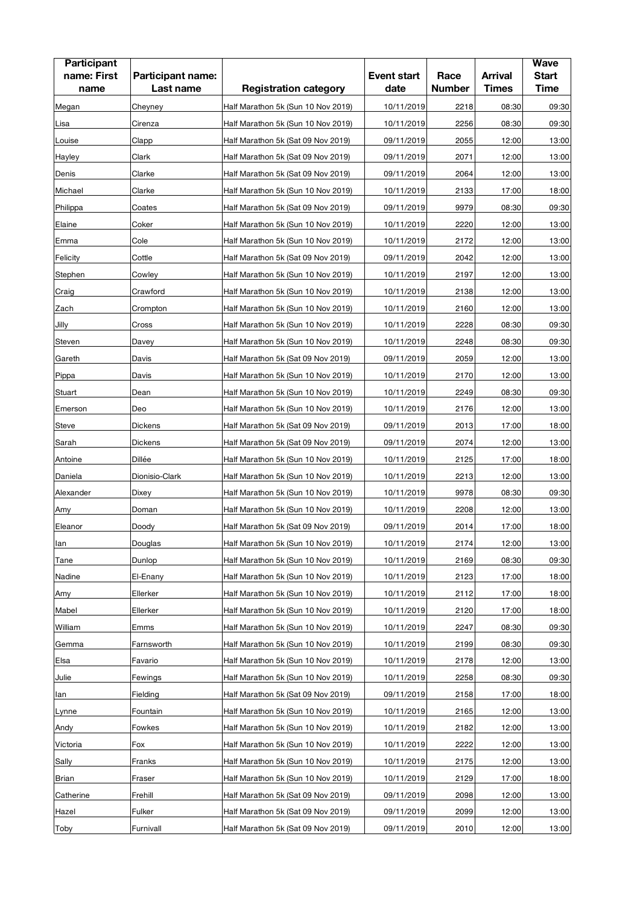| Participant name: First name | Participant name: Last name | Registration category | Event start date | Race Number | Arrival Times | Wave Start Time |
|---|---|---|---|---|---|---|
| Megan | Cheyney | Half Marathon 5k (Sun 10 Nov 2019) | 10/11/2019 | 2218 | 08:30 | 09:30 |
| Lisa | Cirenza | Half Marathon 5k (Sun 10 Nov 2019) | 10/11/2019 | 2256 | 08:30 | 09:30 |
| Louise | Clapp | Half Marathon 5k (Sat 09 Nov 2019) | 09/11/2019 | 2055 | 12:00 | 13:00 |
| Hayley | Clark | Half Marathon 5k (Sat 09 Nov 2019) | 09/11/2019 | 2071 | 12:00 | 13:00 |
| Denis | Clarke | Half Marathon 5k (Sat 09 Nov 2019) | 09/11/2019 | 2064 | 12:00 | 13:00 |
| Michael | Clarke | Half Marathon 5k (Sun 10 Nov 2019) | 10/11/2019 | 2133 | 17:00 | 18:00 |
| Philippa | Coates | Half Marathon 5k (Sat 09 Nov 2019) | 09/11/2019 | 9979 | 08:30 | 09:30 |
| Elaine | Coker | Half Marathon 5k (Sun 10 Nov 2019) | 10/11/2019 | 2220 | 12:00 | 13:00 |
| Emma | Cole | Half Marathon 5k (Sun 10 Nov 2019) | 10/11/2019 | 2172 | 12:00 | 13:00 |
| Felicity | Cottle | Half Marathon 5k (Sat 09 Nov 2019) | 09/11/2019 | 2042 | 12:00 | 13:00 |
| Stephen | Cowley | Half Marathon 5k (Sun 10 Nov 2019) | 10/11/2019 | 2197 | 12:00 | 13:00 |
| Craig | Crawford | Half Marathon 5k (Sun 10 Nov 2019) | 10/11/2019 | 2138 | 12:00 | 13:00 |
| Zach | Crompton | Half Marathon 5k (Sun 10 Nov 2019) | 10/11/2019 | 2160 | 12:00 | 13:00 |
| Jilly | Cross | Half Marathon 5k (Sun 10 Nov 2019) | 10/11/2019 | 2228 | 08:30 | 09:30 |
| Steven | Davey | Half Marathon 5k (Sun 10 Nov 2019) | 10/11/2019 | 2248 | 08:30 | 09:30 |
| Gareth | Davis | Half Marathon 5k (Sat 09 Nov 2019) | 09/11/2019 | 2059 | 12:00 | 13:00 |
| Pippa | Davis | Half Marathon 5k (Sun 10 Nov 2019) | 10/11/2019 | 2170 | 12:00 | 13:00 |
| Stuart | Dean | Half Marathon 5k (Sun 10 Nov 2019) | 10/11/2019 | 2249 | 08:30 | 09:30 |
| Emerson | Deo | Half Marathon 5k (Sun 10 Nov 2019) | 10/11/2019 | 2176 | 12:00 | 13:00 |
| Steve | Dickens | Half Marathon 5k (Sat 09 Nov 2019) | 09/11/2019 | 2013 | 17:00 | 18:00 |
| Sarah | Dickens | Half Marathon 5k (Sat 09 Nov 2019) | 09/11/2019 | 2074 | 12:00 | 13:00 |
| Antoine | Dillée | Half Marathon 5k (Sun 10 Nov 2019) | 10/11/2019 | 2125 | 17:00 | 18:00 |
| Daniela | Dionisio-Clark | Half Marathon 5k (Sun 10 Nov 2019) | 10/11/2019 | 2213 | 12:00 | 13:00 |
| Alexander | Dixey | Half Marathon 5k (Sun 10 Nov 2019) | 10/11/2019 | 9978 | 08:30 | 09:30 |
| Amy | Doman | Half Marathon 5k (Sun 10 Nov 2019) | 10/11/2019 | 2208 | 12:00 | 13:00 |
| Eleanor | Doody | Half Marathon 5k (Sat 09 Nov 2019) | 09/11/2019 | 2014 | 17:00 | 18:00 |
| Ian | Douglas | Half Marathon 5k (Sun 10 Nov 2019) | 10/11/2019 | 2174 | 12:00 | 13:00 |
| Tane | Dunlop | Half Marathon 5k (Sun 10 Nov 2019) | 10/11/2019 | 2169 | 08:30 | 09:30 |
| Nadine | El-Enany | Half Marathon 5k (Sun 10 Nov 2019) | 10/11/2019 | 2123 | 17:00 | 18:00 |
| Amy | Ellerker | Half Marathon 5k (Sun 10 Nov 2019) | 10/11/2019 | 2112 | 17:00 | 18:00 |
| Mabel | Ellerker | Half Marathon 5k (Sun 10 Nov 2019) | 10/11/2019 | 2120 | 17:00 | 18:00 |
| William | Emms | Half Marathon 5k (Sun 10 Nov 2019) | 10/11/2019 | 2247 | 08:30 | 09:30 |
| Gemma | Farnsworth | Half Marathon 5k (Sun 10 Nov 2019) | 10/11/2019 | 2199 | 08:30 | 09:30 |
| Elsa | Favario | Half Marathon 5k (Sun 10 Nov 2019) | 10/11/2019 | 2178 | 12:00 | 13:00 |
| Julie | Fewings | Half Marathon 5k (Sun 10 Nov 2019) | 10/11/2019 | 2258 | 08:30 | 09:30 |
| Ian | Fielding | Half Marathon 5k (Sat 09 Nov 2019) | 09/11/2019 | 2158 | 17:00 | 18:00 |
| Lynne | Fountain | Half Marathon 5k (Sun 10 Nov 2019) | 10/11/2019 | 2165 | 12:00 | 13:00 |
| Andy | Fowkes | Half Marathon 5k (Sun 10 Nov 2019) | 10/11/2019 | 2182 | 12:00 | 13:00 |
| Victoria | Fox | Half Marathon 5k (Sun 10 Nov 2019) | 10/11/2019 | 2222 | 12:00 | 13:00 |
| Sally | Franks | Half Marathon 5k (Sun 10 Nov 2019) | 10/11/2019 | 2175 | 12:00 | 13:00 |
| Brian | Fraser | Half Marathon 5k (Sun 10 Nov 2019) | 10/11/2019 | 2129 | 17:00 | 18:00 |
| Catherine | Frehill | Half Marathon 5k (Sat 09 Nov 2019) | 09/11/2019 | 2098 | 12:00 | 13:00 |
| Hazel | Fulker | Half Marathon 5k (Sat 09 Nov 2019) | 09/11/2019 | 2099 | 12:00 | 13:00 |
| Toby | Furnivall | Half Marathon 5k (Sat 09 Nov 2019) | 09/11/2019 | 2010 | 12:00 | 13:00 |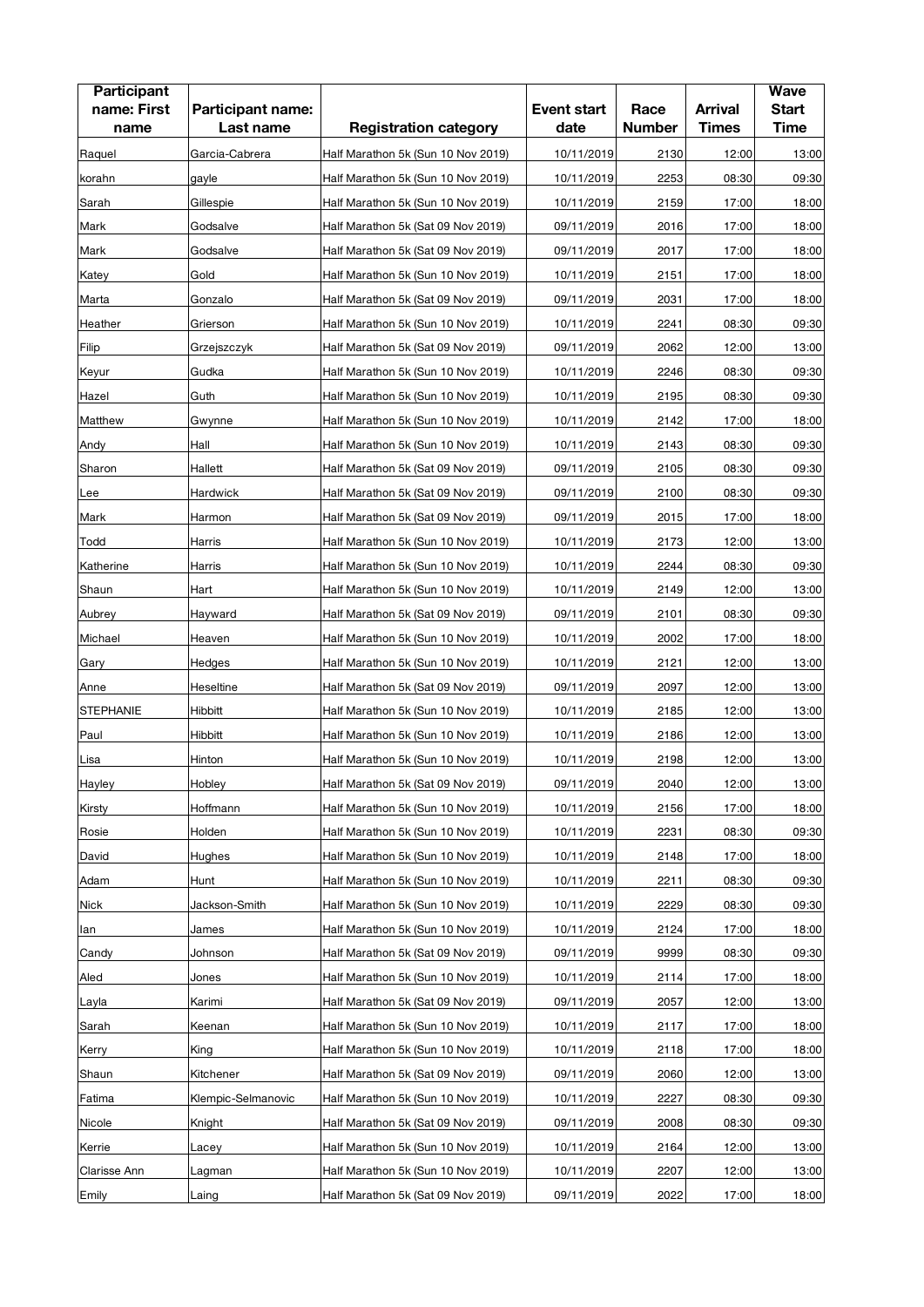| Participant name: First name | Participant name: Last name | Registration category | Event start date | Race Number | Arrival Times | Wave Start Time |
|---|---|---|---|---|---|---|
| Raquel | Garcia-Cabrera | Half Marathon 5k (Sun 10 Nov 2019) | 10/11/2019 | 2130 | 12:00 | 13:00 |
| korahn | gayle | Half Marathon 5k (Sun 10 Nov 2019) | 10/11/2019 | 2253 | 08:30 | 09:30 |
| Sarah | Gillespie | Half Marathon 5k (Sun 10 Nov 2019) | 10/11/2019 | 2159 | 17:00 | 18:00 |
| Mark | Godsalve | Half Marathon 5k (Sat 09 Nov 2019) | 09/11/2019 | 2016 | 17:00 | 18:00 |
| Mark | Godsalve | Half Marathon 5k (Sat 09 Nov 2019) | 09/11/2019 | 2017 | 17:00 | 18:00 |
| Katey | Gold | Half Marathon 5k (Sun 10 Nov 2019) | 10/11/2019 | 2151 | 17:00 | 18:00 |
| Marta | Gonzalo | Half Marathon 5k (Sat 09 Nov 2019) | 09/11/2019 | 2031 | 17:00 | 18:00 |
| Heather | Grierson | Half Marathon 5k (Sun 10 Nov 2019) | 10/11/2019 | 2241 | 08:30 | 09:30 |
| Filip | Grzejszczyk | Half Marathon 5k (Sat 09 Nov 2019) | 09/11/2019 | 2062 | 12:00 | 13:00 |
| Keyur | Gudka | Half Marathon 5k (Sun 10 Nov 2019) | 10/11/2019 | 2246 | 08:30 | 09:30 |
| Hazel | Guth | Half Marathon 5k (Sun 10 Nov 2019) | 10/11/2019 | 2195 | 08:30 | 09:30 |
| Matthew | Gwynne | Half Marathon 5k (Sun 10 Nov 2019) | 10/11/2019 | 2142 | 17:00 | 18:00 |
| Andy | Hall | Half Marathon 5k (Sun 10 Nov 2019) | 10/11/2019 | 2143 | 08:30 | 09:30 |
| Sharon | Hallett | Half Marathon 5k (Sat 09 Nov 2019) | 09/11/2019 | 2105 | 08:30 | 09:30 |
| Lee | Hardwick | Half Marathon 5k (Sat 09 Nov 2019) | 09/11/2019 | 2100 | 08:30 | 09:30 |
| Mark | Harmon | Half Marathon 5k (Sat 09 Nov 2019) | 09/11/2019 | 2015 | 17:00 | 18:00 |
| Todd | Harris | Half Marathon 5k (Sun 10 Nov 2019) | 10/11/2019 | 2173 | 12:00 | 13:00 |
| Katherine | Harris | Half Marathon 5k (Sun 10 Nov 2019) | 10/11/2019 | 2244 | 08:30 | 09:30 |
| Shaun | Hart | Half Marathon 5k (Sun 10 Nov 2019) | 10/11/2019 | 2149 | 12:00 | 13:00 |
| Aubrey | Hayward | Half Marathon 5k (Sat 09 Nov 2019) | 09/11/2019 | 2101 | 08:30 | 09:30 |
| Michael | Heaven | Half Marathon 5k (Sun 10 Nov 2019) | 10/11/2019 | 2002 | 17:00 | 18:00 |
| Gary | Hedges | Half Marathon 5k (Sun 10 Nov 2019) | 10/11/2019 | 2121 | 12:00 | 13:00 |
| Anne | Heseltine | Half Marathon 5k (Sat 09 Nov 2019) | 09/11/2019 | 2097 | 12:00 | 13:00 |
| STEPHANIE | Hibbitt | Half Marathon 5k (Sun 10 Nov 2019) | 10/11/2019 | 2185 | 12:00 | 13:00 |
| Paul | Hibbitt | Half Marathon 5k (Sun 10 Nov 2019) | 10/11/2019 | 2186 | 12:00 | 13:00 |
| Lisa | Hinton | Half Marathon 5k (Sun 10 Nov 2019) | 10/11/2019 | 2198 | 12:00 | 13:00 |
| Hayley | Hobley | Half Marathon 5k (Sat 09 Nov 2019) | 09/11/2019 | 2040 | 12:00 | 13:00 |
| Kirsty | Hoffmann | Half Marathon 5k (Sun 10 Nov 2019) | 10/11/2019 | 2156 | 17:00 | 18:00 |
| Rosie | Holden | Half Marathon 5k (Sun 10 Nov 2019) | 10/11/2019 | 2231 | 08:30 | 09:30 |
| David | Hughes | Half Marathon 5k (Sun 10 Nov 2019) | 10/11/2019 | 2148 | 17:00 | 18:00 |
| Adam | Hunt | Half Marathon 5k (Sun 10 Nov 2019) | 10/11/2019 | 2211 | 08:30 | 09:30 |
| Nick | Jackson-Smith | Half Marathon 5k (Sun 10 Nov 2019) | 10/11/2019 | 2229 | 08:30 | 09:30 |
| Ian | James | Half Marathon 5k (Sun 10 Nov 2019) | 10/11/2019 | 2124 | 17:00 | 18:00 |
| Candy | Johnson | Half Marathon 5k (Sat 09 Nov 2019) | 09/11/2019 | 9999 | 08:30 | 09:30 |
| Aled | Jones | Half Marathon 5k (Sun 10 Nov 2019) | 10/11/2019 | 2114 | 17:00 | 18:00 |
| Layla | Karimi | Half Marathon 5k (Sat 09 Nov 2019) | 09/11/2019 | 2057 | 12:00 | 13:00 |
| Sarah | Keenan | Half Marathon 5k (Sun 10 Nov 2019) | 10/11/2019 | 2117 | 17:00 | 18:00 |
| Kerry | King | Half Marathon 5k (Sun 10 Nov 2019) | 10/11/2019 | 2118 | 17:00 | 18:00 |
| Shaun | Kitchener | Half Marathon 5k (Sat 09 Nov 2019) | 09/11/2019 | 2060 | 12:00 | 13:00 |
| Fatima | Klempic-Selmanovic | Half Marathon 5k (Sun 10 Nov 2019) | 10/11/2019 | 2227 | 08:30 | 09:30 |
| Nicole | Knight | Half Marathon 5k (Sat 09 Nov 2019) | 09/11/2019 | 2008 | 08:30 | 09:30 |
| Kerrie | Lacey | Half Marathon 5k (Sun 10 Nov 2019) | 10/11/2019 | 2164 | 12:00 | 13:00 |
| Clarisse Ann | Lagman | Half Marathon 5k (Sun 10 Nov 2019) | 10/11/2019 | 2207 | 12:00 | 13:00 |
| Emily | Laing | Half Marathon 5k (Sat 09 Nov 2019) | 09/11/2019 | 2022 | 17:00 | 18:00 |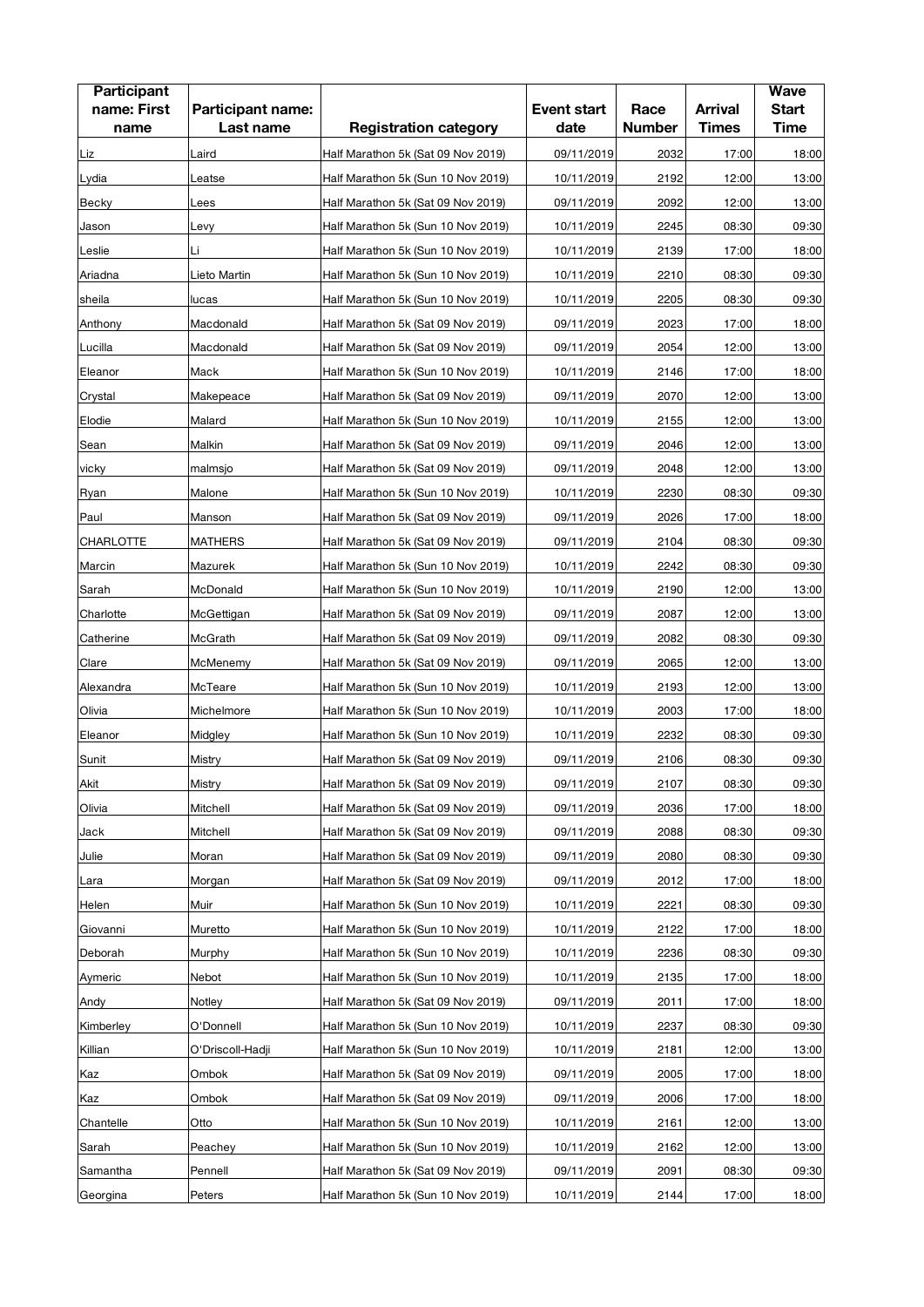| Participant name: First name | Participant name: Last name | Registration category | Event start date | Race Number | Arrival Times | Wave Start Time |
|---|---|---|---|---|---|---|
| Liz | Laird | Half Marathon 5k (Sat 09 Nov 2019) | 09/11/2019 | 2032 | 17:00 | 18:00 |
| Lydia | Leatse | Half Marathon 5k (Sun 10 Nov 2019) | 10/11/2019 | 2192 | 12:00 | 13:00 |
| Becky | Lees | Half Marathon 5k (Sat 09 Nov 2019) | 09/11/2019 | 2092 | 12:00 | 13:00 |
| Jason | Levy | Half Marathon 5k (Sun 10 Nov 2019) | 10/11/2019 | 2245 | 08:30 | 09:30 |
| Leslie | Li | Half Marathon 5k (Sun 10 Nov 2019) | 10/11/2019 | 2139 | 17:00 | 18:00 |
| Ariadna | Lieto Martin | Half Marathon 5k (Sun 10 Nov 2019) | 10/11/2019 | 2210 | 08:30 | 09:30 |
| sheila | lucas | Half Marathon 5k (Sun 10 Nov 2019) | 10/11/2019 | 2205 | 08:30 | 09:30 |
| Anthony | Macdonald | Half Marathon 5k (Sat 09 Nov 2019) | 09/11/2019 | 2023 | 17:00 | 18:00 |
| Lucilla | Macdonald | Half Marathon 5k (Sat 09 Nov 2019) | 09/11/2019 | 2054 | 12:00 | 13:00 |
| Eleanor | Mack | Half Marathon 5k (Sun 10 Nov 2019) | 10/11/2019 | 2146 | 17:00 | 18:00 |
| Crystal | Makepeace | Half Marathon 5k (Sat 09 Nov 2019) | 09/11/2019 | 2070 | 12:00 | 13:00 |
| Elodie | Malard | Half Marathon 5k (Sun 10 Nov 2019) | 10/11/2019 | 2155 | 12:00 | 13:00 |
| Sean | Malkin | Half Marathon 5k (Sat 09 Nov 2019) | 09/11/2019 | 2046 | 12:00 | 13:00 |
| vicky | malmsjo | Half Marathon 5k (Sat 09 Nov 2019) | 09/11/2019 | 2048 | 12:00 | 13:00 |
| Ryan | Malone | Half Marathon 5k (Sun 10 Nov 2019) | 10/11/2019 | 2230 | 08:30 | 09:30 |
| Paul | Manson | Half Marathon 5k (Sat 09 Nov 2019) | 09/11/2019 | 2026 | 17:00 | 18:00 |
| CHARLOTTE | MATHERS | Half Marathon 5k (Sat 09 Nov 2019) | 09/11/2019 | 2104 | 08:30 | 09:30 |
| Marcin | Mazurek | Half Marathon 5k (Sun 10 Nov 2019) | 10/11/2019 | 2242 | 08:30 | 09:30 |
| Sarah | McDonald | Half Marathon 5k (Sun 10 Nov 2019) | 10/11/2019 | 2190 | 12:00 | 13:00 |
| Charlotte | McGettigan | Half Marathon 5k (Sat 09 Nov 2019) | 09/11/2019 | 2087 | 12:00 | 13:00 |
| Catherine | McGrath | Half Marathon 5k (Sat 09 Nov 2019) | 09/11/2019 | 2082 | 08:30 | 09:30 |
| Clare | McMenemy | Half Marathon 5k (Sat 09 Nov 2019) | 09/11/2019 | 2065 | 12:00 | 13:00 |
| Alexandra | McTeare | Half Marathon 5k (Sun 10 Nov 2019) | 10/11/2019 | 2193 | 12:00 | 13:00 |
| Olivia | Michelmore | Half Marathon 5k (Sun 10 Nov 2019) | 10/11/2019 | 2003 | 17:00 | 18:00 |
| Eleanor | Midgley | Half Marathon 5k (Sun 10 Nov 2019) | 10/11/2019 | 2232 | 08:30 | 09:30 |
| Sunit | Mistry | Half Marathon 5k (Sat 09 Nov 2019) | 09/11/2019 | 2106 | 08:30 | 09:30 |
| Akit | Mistry | Half Marathon 5k (Sat 09 Nov 2019) | 09/11/2019 | 2107 | 08:30 | 09:30 |
| Olivia | Mitchell | Half Marathon 5k (Sat 09 Nov 2019) | 09/11/2019 | 2036 | 17:00 | 18:00 |
| Jack | Mitchell | Half Marathon 5k (Sat 09 Nov 2019) | 09/11/2019 | 2088 | 08:30 | 09:30 |
| Julie | Moran | Half Marathon 5k (Sat 09 Nov 2019) | 09/11/2019 | 2080 | 08:30 | 09:30 |
| Lara | Morgan | Half Marathon 5k (Sat 09 Nov 2019) | 09/11/2019 | 2012 | 17:00 | 18:00 |
| Helen | Muir | Half Marathon 5k (Sun 10 Nov 2019) | 10/11/2019 | 2221 | 08:30 | 09:30 |
| Giovanni | Muretto | Half Marathon 5k (Sun 10 Nov 2019) | 10/11/2019 | 2122 | 17:00 | 18:00 |
| Deborah | Murphy | Half Marathon 5k (Sun 10 Nov 2019) | 10/11/2019 | 2236 | 08:30 | 09:30 |
| Aymeric | Nebot | Half Marathon 5k (Sun 10 Nov 2019) | 10/11/2019 | 2135 | 17:00 | 18:00 |
| Andy | Notley | Half Marathon 5k (Sat 09 Nov 2019) | 09/11/2019 | 2011 | 17:00 | 18:00 |
| Kimberley | O'Donnell | Half Marathon 5k (Sun 10 Nov 2019) | 10/11/2019 | 2237 | 08:30 | 09:30 |
| Killian | O'Driscoll-Hadji | Half Marathon 5k (Sun 10 Nov 2019) | 10/11/2019 | 2181 | 12:00 | 13:00 |
| Kaz | Ombok | Half Marathon 5k (Sat 09 Nov 2019) | 09/11/2019 | 2005 | 17:00 | 18:00 |
| Kaz | Ombok | Half Marathon 5k (Sat 09 Nov 2019) | 09/11/2019 | 2006 | 17:00 | 18:00 |
| Chantelle | Otto | Half Marathon 5k (Sun 10 Nov 2019) | 10/11/2019 | 2161 | 12:00 | 13:00 |
| Sarah | Peachey | Half Marathon 5k (Sun 10 Nov 2019) | 10/11/2019 | 2162 | 12:00 | 13:00 |
| Samantha | Pennell | Half Marathon 5k (Sat 09 Nov 2019) | 09/11/2019 | 2091 | 08:30 | 09:30 |
| Georgina | Peters | Half Marathon 5k (Sun 10 Nov 2019) | 10/11/2019 | 2144 | 17:00 | 18:00 |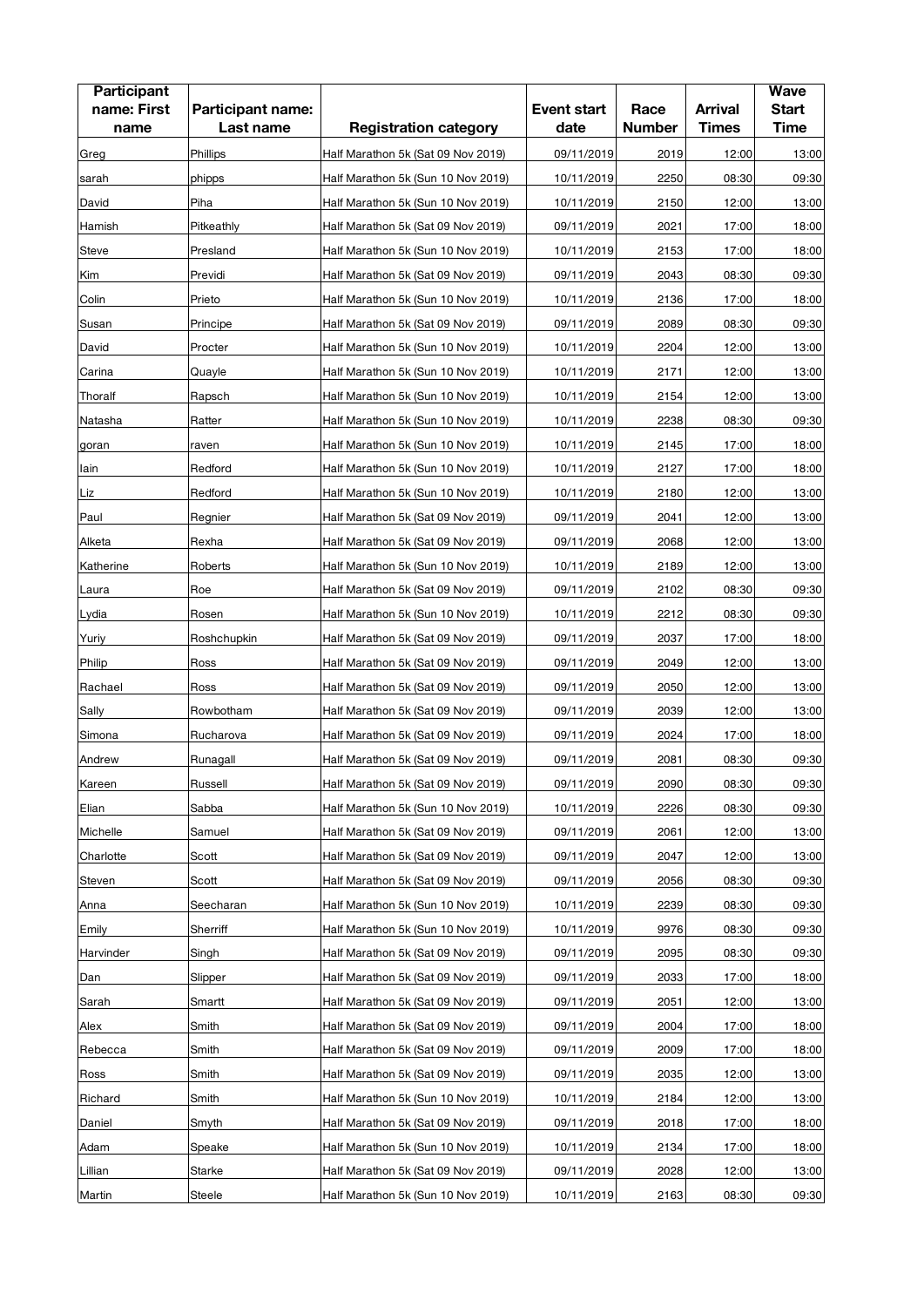| Participant name: First name | Participant name: Last name | Registration category | Event start date | Race Number | Arrival Times | Wave Start Time |
|---|---|---|---|---|---|---|
| Greg | Phillips | Half Marathon 5k (Sat 09 Nov 2019) | 09/11/2019 | 2019 | 12:00 | 13:00 |
| sarah | phipps | Half Marathon 5k (Sun 10 Nov 2019) | 10/11/2019 | 2250 | 08:30 | 09:30 |
| David | Piha | Half Marathon 5k (Sun 10 Nov 2019) | 10/11/2019 | 2150 | 12:00 | 13:00 |
| Hamish | Pitkeathly | Half Marathon 5k (Sat 09 Nov 2019) | 09/11/2019 | 2021 | 17:00 | 18:00 |
| Steve | Presland | Half Marathon 5k (Sun 10 Nov 2019) | 10/11/2019 | 2153 | 17:00 | 18:00 |
| Kim | Previdi | Half Marathon 5k (Sat 09 Nov 2019) | 09/11/2019 | 2043 | 08:30 | 09:30 |
| Colin | Prieto | Half Marathon 5k (Sun 10 Nov 2019) | 10/11/2019 | 2136 | 17:00 | 18:00 |
| Susan | Principe | Half Marathon 5k (Sat 09 Nov 2019) | 09/11/2019 | 2089 | 08:30 | 09:30 |
| David | Procter | Half Marathon 5k (Sun 10 Nov 2019) | 10/11/2019 | 2204 | 12:00 | 13:00 |
| Carina | Quayle | Half Marathon 5k (Sun 10 Nov 2019) | 10/11/2019 | 2171 | 12:00 | 13:00 |
| Thoralf | Rapsch | Half Marathon 5k (Sun 10 Nov 2019) | 10/11/2019 | 2154 | 12:00 | 13:00 |
| Natasha | Ratter | Half Marathon 5k (Sun 10 Nov 2019) | 10/11/2019 | 2238 | 08:30 | 09:30 |
| goran | raven | Half Marathon 5k (Sun 10 Nov 2019) | 10/11/2019 | 2145 | 17:00 | 18:00 |
| Iain | Redford | Half Marathon 5k (Sun 10 Nov 2019) | 10/11/2019 | 2127 | 17:00 | 18:00 |
| Liz | Redford | Half Marathon 5k (Sun 10 Nov 2019) | 10/11/2019 | 2180 | 12:00 | 13:00 |
| Paul | Regnier | Half Marathon 5k (Sat 09 Nov 2019) | 09/11/2019 | 2041 | 12:00 | 13:00 |
| Alketa | Rexha | Half Marathon 5k (Sat 09 Nov 2019) | 09/11/2019 | 2068 | 12:00 | 13:00 |
| Katherine | Roberts | Half Marathon 5k (Sun 10 Nov 2019) | 10/11/2019 | 2189 | 12:00 | 13:00 |
| Laura | Roe | Half Marathon 5k (Sat 09 Nov 2019) | 09/11/2019 | 2102 | 08:30 | 09:30 |
| Lydia | Rosen | Half Marathon 5k (Sun 10 Nov 2019) | 10/11/2019 | 2212 | 08:30 | 09:30 |
| Yuriy | Roshchupkin | Half Marathon 5k (Sat 09 Nov 2019) | 09/11/2019 | 2037 | 17:00 | 18:00 |
| Philip | Ross | Half Marathon 5k (Sat 09 Nov 2019) | 09/11/2019 | 2049 | 12:00 | 13:00 |
| Rachael | Ross | Half Marathon 5k (Sat 09 Nov 2019) | 09/11/2019 | 2050 | 12:00 | 13:00 |
| Sally | Rowbotham | Half Marathon 5k (Sat 09 Nov 2019) | 09/11/2019 | 2039 | 12:00 | 13:00 |
| Simona | Rucharova | Half Marathon 5k (Sat 09 Nov 2019) | 09/11/2019 | 2024 | 17:00 | 18:00 |
| Andrew | Runagall | Half Marathon 5k (Sat 09 Nov 2019) | 09/11/2019 | 2081 | 08:30 | 09:30 |
| Kareen | Russell | Half Marathon 5k (Sat 09 Nov 2019) | 09/11/2019 | 2090 | 08:30 | 09:30 |
| Elian | Sabba | Half Marathon 5k (Sun 10 Nov 2019) | 10/11/2019 | 2226 | 08:30 | 09:30 |
| Michelle | Samuel | Half Marathon 5k (Sat 09 Nov 2019) | 09/11/2019 | 2061 | 12:00 | 13:00 |
| Charlotte | Scott | Half Marathon 5k (Sat 09 Nov 2019) | 09/11/2019 | 2047 | 12:00 | 13:00 |
| Steven | Scott | Half Marathon 5k (Sat 09 Nov 2019) | 09/11/2019 | 2056 | 08:30 | 09:30 |
| Anna | Seecharan | Half Marathon 5k (Sun 10 Nov 2019) | 10/11/2019 | 2239 | 08:30 | 09:30 |
| Emily | Sherriff | Half Marathon 5k (Sun 10 Nov 2019) | 10/11/2019 | 9976 | 08:30 | 09:30 |
| Harvinder | Singh | Half Marathon 5k (Sat 09 Nov 2019) | 09/11/2019 | 2095 | 08:30 | 09:30 |
| Dan | Slipper | Half Marathon 5k (Sat 09 Nov 2019) | 09/11/2019 | 2033 | 17:00 | 18:00 |
| Sarah | Smartt | Half Marathon 5k (Sat 09 Nov 2019) | 09/11/2019 | 2051 | 12:00 | 13:00 |
| Alex | Smith | Half Marathon 5k (Sat 09 Nov 2019) | 09/11/2019 | 2004 | 17:00 | 18:00 |
| Rebecca | Smith | Half Marathon 5k (Sat 09 Nov 2019) | 09/11/2019 | 2009 | 17:00 | 18:00 |
| Ross | Smith | Half Marathon 5k (Sat 09 Nov 2019) | 09/11/2019 | 2035 | 12:00 | 13:00 |
| Richard | Smith | Half Marathon 5k (Sun 10 Nov 2019) | 10/11/2019 | 2184 | 12:00 | 13:00 |
| Daniel | Smyth | Half Marathon 5k (Sat 09 Nov 2019) | 09/11/2019 | 2018 | 17:00 | 18:00 |
| Adam | Speake | Half Marathon 5k (Sun 10 Nov 2019) | 10/11/2019 | 2134 | 17:00 | 18:00 |
| Lillian | Starke | Half Marathon 5k (Sat 09 Nov 2019) | 09/11/2019 | 2028 | 12:00 | 13:00 |
| Martin | Steele | Half Marathon 5k (Sun 10 Nov 2019) | 10/11/2019 | 2163 | 08:30 | 09:30 |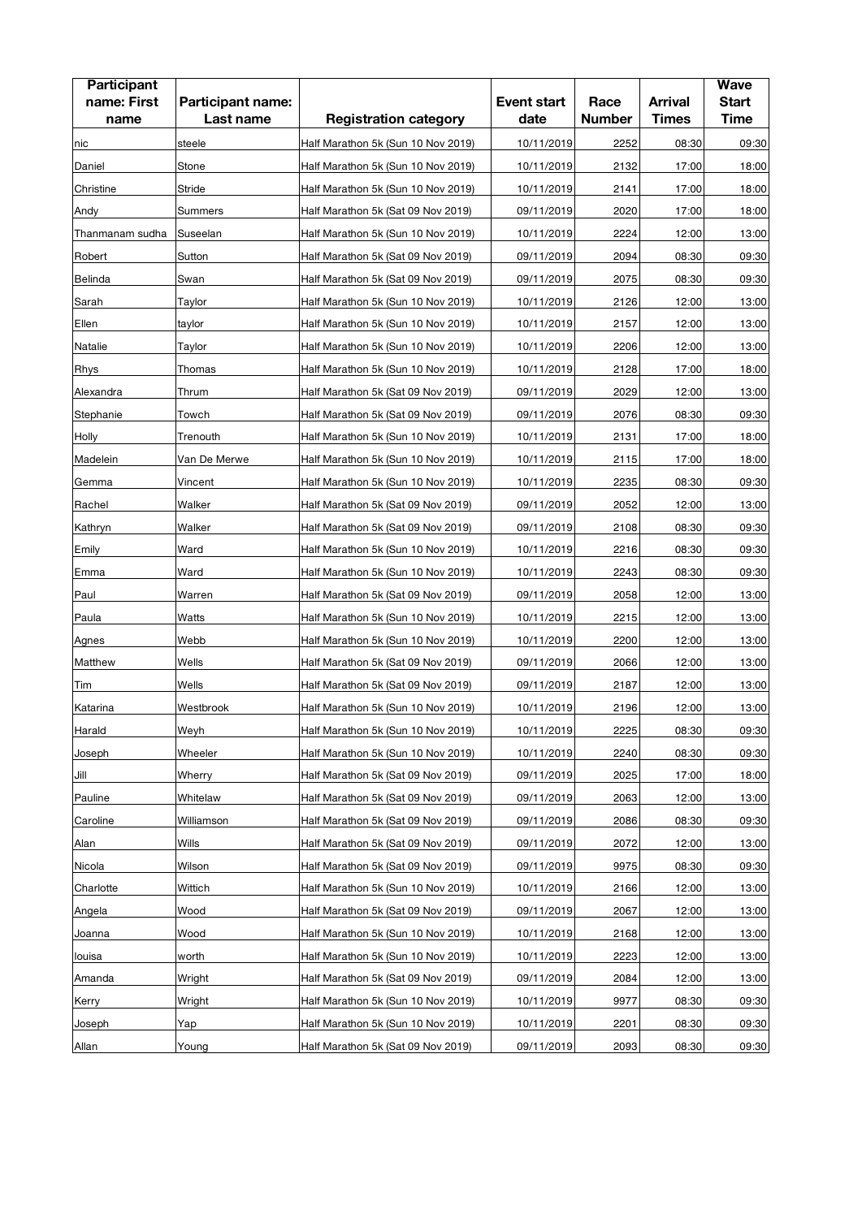| Participant name: First name | Participant name: Last name | Registration category | Event start date | Race Number | Arrival Times | Wave Start Time |
|---|---|---|---|---|---|---|
| nic | steele | Half Marathon 5k (Sun 10 Nov 2019) | 10/11/2019 | 2252 | 08:30 | 09:30 |
| Daniel | Stone | Half Marathon 5k (Sun 10 Nov 2019) | 10/11/2019 | 2132 | 17:00 | 18:00 |
| Christine | Stride | Half Marathon 5k (Sun 10 Nov 2019) | 10/11/2019 | 2141 | 17:00 | 18:00 |
| Andy | Summers | Half Marathon 5k (Sat 09 Nov 2019) | 09/11/2019 | 2020 | 17:00 | 18:00 |
| Thanmanam sudha | Suseelan | Half Marathon 5k (Sun 10 Nov 2019) | 10/11/2019 | 2224 | 12:00 | 13:00 |
| Robert | Sutton | Half Marathon 5k (Sat 09 Nov 2019) | 09/11/2019 | 2094 | 08:30 | 09:30 |
| Belinda | Swan | Half Marathon 5k (Sat 09 Nov 2019) | 09/11/2019 | 2075 | 08:30 | 09:30 |
| Sarah | Taylor | Half Marathon 5k (Sun 10 Nov 2019) | 10/11/2019 | 2126 | 12:00 | 13:00 |
| Ellen | taylor | Half Marathon 5k (Sun 10 Nov 2019) | 10/11/2019 | 2157 | 12:00 | 13:00 |
| Natalie | Taylor | Half Marathon 5k (Sun 10 Nov 2019) | 10/11/2019 | 2206 | 12:00 | 13:00 |
| Rhys | Thomas | Half Marathon 5k (Sun 10 Nov 2019) | 10/11/2019 | 2128 | 17:00 | 18:00 |
| Alexandra | Thrum | Half Marathon 5k (Sat 09 Nov 2019) | 09/11/2019 | 2029 | 12:00 | 13:00 |
| Stephanie | Towch | Half Marathon 5k (Sat 09 Nov 2019) | 09/11/2019 | 2076 | 08:30 | 09:30 |
| Holly | Trenouth | Half Marathon 5k (Sun 10 Nov 2019) | 10/11/2019 | 2131 | 17:00 | 18:00 |
| Madelein | Van De Merwe | Half Marathon 5k (Sun 10 Nov 2019) | 10/11/2019 | 2115 | 17:00 | 18:00 |
| Gemma | Vincent | Half Marathon 5k (Sun 10 Nov 2019) | 10/11/2019 | 2235 | 08:30 | 09:30 |
| Rachel | Walker | Half Marathon 5k (Sat 09 Nov 2019) | 09/11/2019 | 2052 | 12:00 | 13:00 |
| Kathryn | Walker | Half Marathon 5k (Sat 09 Nov 2019) | 09/11/2019 | 2108 | 08:30 | 09:30 |
| Emily | Ward | Half Marathon 5k (Sun 10 Nov 2019) | 10/11/2019 | 2216 | 08:30 | 09:30 |
| Emma | Ward | Half Marathon 5k (Sun 10 Nov 2019) | 10/11/2019 | 2243 | 08:30 | 09:30 |
| Paul | Warren | Half Marathon 5k (Sat 09 Nov 2019) | 09/11/2019 | 2058 | 12:00 | 13:00 |
| Paula | Watts | Half Marathon 5k (Sun 10 Nov 2019) | 10/11/2019 | 2215 | 12:00 | 13:00 |
| Agnes | Webb | Half Marathon 5k (Sun 10 Nov 2019) | 10/11/2019 | 2200 | 12:00 | 13:00 |
| Matthew | Wells | Half Marathon 5k (Sat 09 Nov 2019) | 09/11/2019 | 2066 | 12:00 | 13:00 |
| Tim | Wells | Half Marathon 5k (Sat 09 Nov 2019) | 09/11/2019 | 2187 | 12:00 | 13:00 |
| Katarina | Westbrook | Half Marathon 5k (Sun 10 Nov 2019) | 10/11/2019 | 2196 | 12:00 | 13:00 |
| Harald | Weyh | Half Marathon 5k (Sun 10 Nov 2019) | 10/11/2019 | 2225 | 08:30 | 09:30 |
| Joseph | Wheeler | Half Marathon 5k (Sun 10 Nov 2019) | 10/11/2019 | 2240 | 08:30 | 09:30 |
| Jill | Wherry | Half Marathon 5k (Sat 09 Nov 2019) | 09/11/2019 | 2025 | 17:00 | 18:00 |
| Pauline | Whitelaw | Half Marathon 5k (Sat 09 Nov 2019) | 09/11/2019 | 2063 | 12:00 | 13:00 |
| Caroline | Williamson | Half Marathon 5k (Sat 09 Nov 2019) | 09/11/2019 | 2086 | 08:30 | 09:30 |
| Alan | Wills | Half Marathon 5k (Sat 09 Nov 2019) | 09/11/2019 | 2072 | 12:00 | 13:00 |
| Nicola | Wilson | Half Marathon 5k (Sat 09 Nov 2019) | 09/11/2019 | 9975 | 08:30 | 09:30 |
| Charlotte | Wittich | Half Marathon 5k (Sun 10 Nov 2019) | 10/11/2019 | 2166 | 12:00 | 13:00 |
| Angela | Wood | Half Marathon 5k (Sat 09 Nov 2019) | 09/11/2019 | 2067 | 12:00 | 13:00 |
| Joanna | Wood | Half Marathon 5k (Sun 10 Nov 2019) | 10/11/2019 | 2168 | 12:00 | 13:00 |
| louisa | worth | Half Marathon 5k (Sun 10 Nov 2019) | 10/11/2019 | 2223 | 12:00 | 13:00 |
| Amanda | Wright | Half Marathon 5k (Sat 09 Nov 2019) | 09/11/2019 | 2084 | 12:00 | 13:00 |
| Kerry | Wright | Half Marathon 5k (Sun 10 Nov 2019) | 10/11/2019 | 9977 | 08:30 | 09:30 |
| Joseph | Yap | Half Marathon 5k (Sun 10 Nov 2019) | 10/11/2019 | 2201 | 08:30 | 09:30 |
| Allan | Young | Half Marathon 5k (Sat 09 Nov 2019) | 09/11/2019 | 2093 | 08:30 | 09:30 |